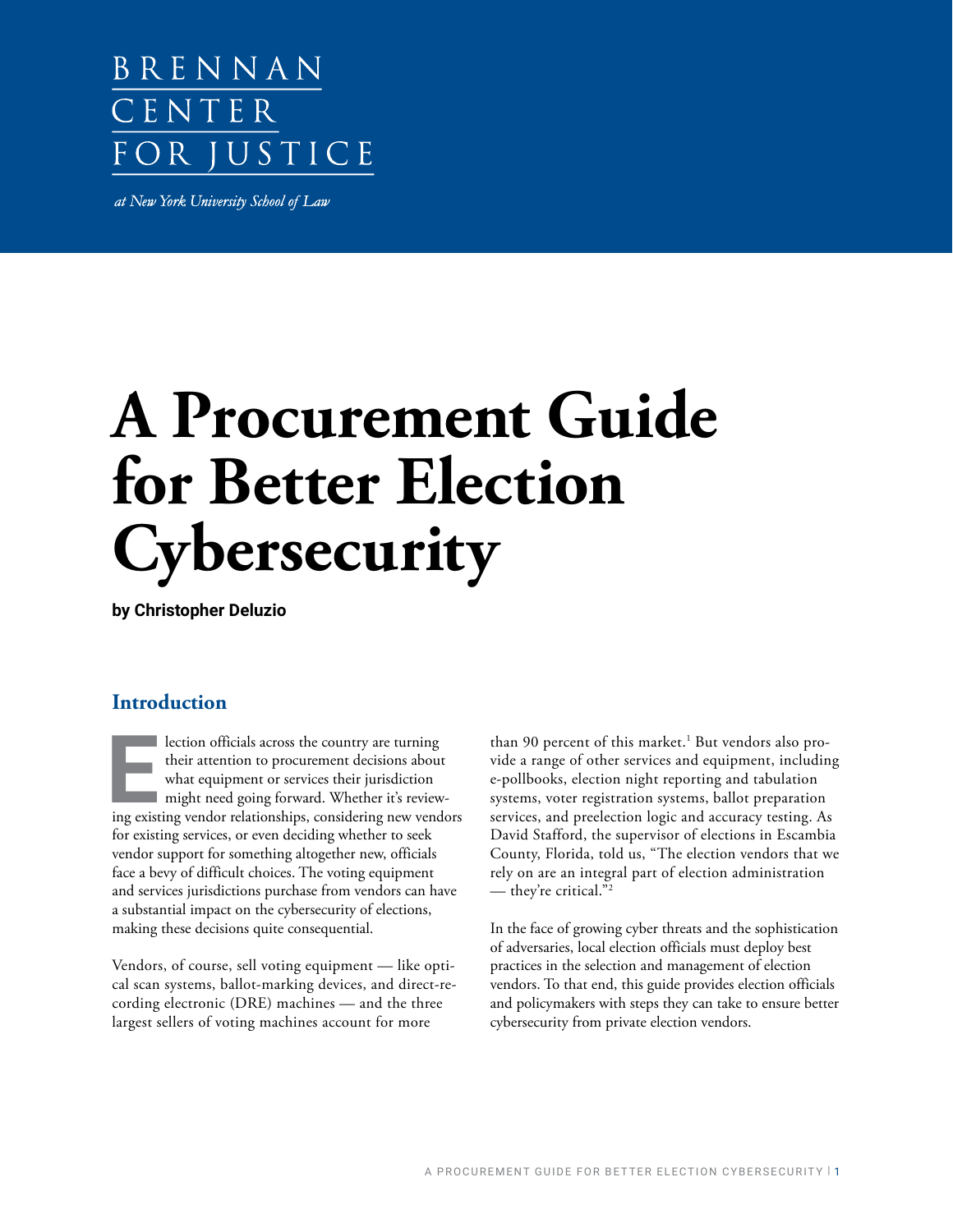BRENNAN CENTER FOR JUSTICE

*at New York University School of Law*

# A Procurement Guide for Better Election Cybersecurity

**by Christopher Deluzio**

## Introduction

Election officials across the country are turning their attention to procurement decisions about what equipment or services their jurisdiction might need going forward. Whether it's reviewing existing vendor relationships, considering new vendors for existing services, or even deciding whether to seek vendor support for something altogether new, officials face a bevy of difficult choices. The voting equipment and services jurisdictions purchase from vendors can have a substantial impact on the cybersecurity of elections, making these decisions quite consequential.

Vendors, of course, sell voting equipment — like optical scan systems, ballot-marking devices, and direct-recording electronic (DRE) machines — and the three largest sellers of voting machines account for more than 90 percent of this market.[1] But vendors also provide a range of other services and equipment, including e-pollbooks, election night reporting and tabulation systems, voter registration systems, ballot preparation services, and preelection logic and accuracy testing. As David Stafford, the supervisor of elections in Escambia County, Florida, told us, "The election vendors that we rely on are an integral part of election administration — they're critical."[2]

In the face of growing cyber threats and the sophistication of adversaries, local election officials must deploy best practices in the selection and management of election vendors. To that end, this guide provides election officials and policymakers with steps they can take to ensure better cybersecurity from private election vendors.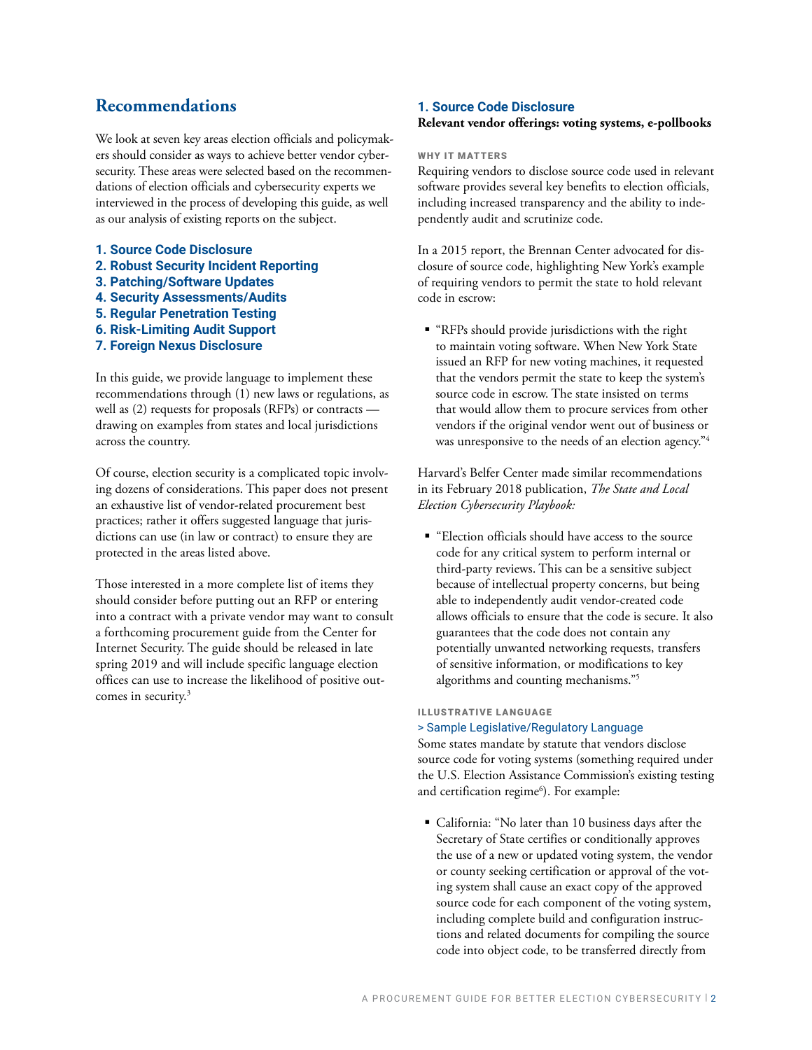## Recommendations

We look at seven key areas election officials and policymakers should consider as ways to achieve better vendor cybersecurity. These areas were selected based on the recommendations of election officials and cybersecurity experts we interviewed in the process of developing this guide, as well as our analysis of existing reports on the subject.

1. **Source Code Disclosure**
2. **Robust Security Incident Reporting**
3. **Patching/Software Updates**
4. **Security Assessments/Audits**
5. **Regular Penetration Testing**
6. **Risk-Limiting Audit Support**
7. **Foreign Nexus Disclosure**

In this guide, we provide language to implement these recommendations through (1) new laws or regulations, as well as (2) requests for proposals (RFPs) or contracts — drawing on examples from states and local jurisdictions across the country.

Of course, election security is a complicated topic involving dozens of considerations. This paper does not present an exhaustive list of vendor-related procurement best practices; rather it offers suggested language that jurisdictions can use (in law or contract) to ensure they are protected in the areas listed above.

Those interested in a more complete list of items they should consider before putting out an RFP or entering into a contract with a private vendor may want to consult a forthcoming procurement guide from the Center for Internet Security. The guide should be released in late spring 2019 and will include specific language election offices can use to increase the likelihood of positive outcomes in security.[3]

### 1. Source Code Disclosure

**Relevant vendor offerings: voting systems, e-pollbooks**

#### WHY IT MATTERS

Requiring vendors to disclose source code used in relevant software provides several key benefits to election officials, including increased transparency and the ability to independently audit and scrutinize code.

In a 2015 report, the Brennan Center advocated for disclosure of source code, highlighting New York's example of requiring vendors to permit the state to hold relevant code in escrow:

- "RFPs should provide jurisdictions with the right to maintain voting software. When New York State issued an RFP for new voting machines, it requested that the vendors permit the state to keep the system's source code in escrow. The state insisted on terms that would allow them to procure services from other vendors if the original vendor went out of business or was unresponsive to the needs of an election agency."[4]

Harvard's Belfer Center made similar recommendations in its February 2018 publication, *The State and Local Election Cybersecurity Playbook:*

- "Election officials should have access to the source code for any critical system to perform internal or third-party reviews. This can be a sensitive subject because of intellectual property concerns, but being able to independently audit vendor-created code allows officials to ensure that the code is secure. It also guarantees that the code does not contain any potentially unwanted networking requests, transfers of sensitive information, or modifications to key algorithms and counting mechanisms."[5]

#### ILLUSTRATIVE LANGUAGE

> Sample Legislative/Regulatory Language

Some states mandate by statute that vendors disclose source code for voting systems (something required under the U.S. Election Assistance Commission's existing testing and certification regime[6]). For example:

- California: "No later than 10 business days after the Secretary of State certifies or conditionally approves the use of a new or updated voting system, the vendor or county seeking certification or approval of the voting system shall cause an exact copy of the approved source code for each component of the voting system, including complete build and configuration instructions and related documents for compiling the source code into object code, to be transferred directly from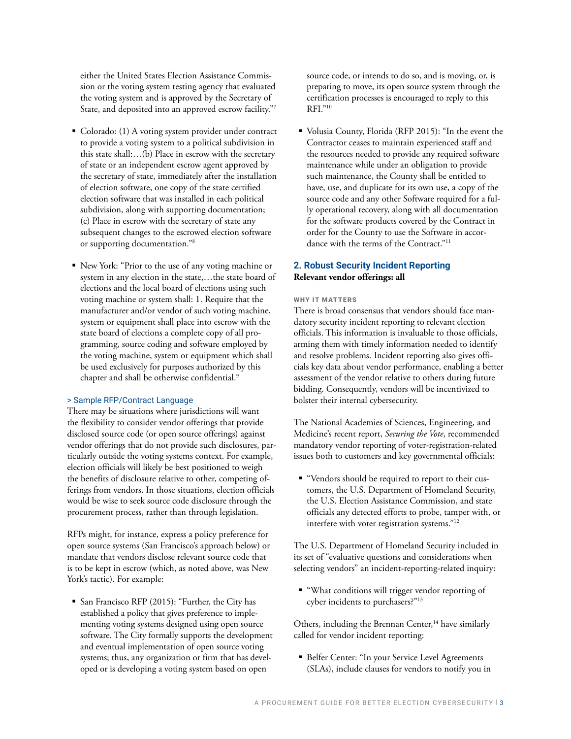either the United States Election Assistance Commission or the voting system testing agency that evaluated the voting system and is approved by the Secretary of State, and deposited into an approved escrow facility."[7]

- Colorado: (1) A voting system provider under contract to provide a voting system to a political subdivision in this state shall:…(b) Place in escrow with the secretary of state or an independent escrow agent approved by the secretary of state, immediately after the installation of election software, one copy of the state certified election software that was installed in each political subdivision, along with supporting documentation; (c) Place in escrow with the secretary of state any subsequent changes to the escrowed election software or supporting documentation."[8]

- New York: "Prior to the use of any voting machine or system in any election in the state,…the state board of elections and the local board of elections using such voting machine or system shall: 1. Require that the manufacturer and/or vendor of such voting machine, system or equipment shall place into escrow with the state board of elections a complete copy of all programming, source coding and software employed by the voting machine, system or equipment which shall be used exclusively for purposes authorized by this chapter and shall be otherwise confidential.[9]

> Sample RFP/Contract Language

There may be situations where jurisdictions will want the flexibility to consider vendor offerings that provide disclosed source code (or open source offerings) against vendor offerings that do not provide such disclosures, particularly outside the voting systems context. For example, election officials will likely be best positioned to weigh the benefits of disclosure relative to other, competing offerings from vendors. In those situations, election officials would be wise to seek source code disclosure through the procurement process, rather than through legislation.

RFPs might, for instance, express a policy preference for open source systems (San Francisco's approach below) or mandate that vendors disclose relevant source code that is to be kept in escrow (which, as noted above, was New York's tactic). For example:

- San Francisco RFP (2015): "Further, the City has established a policy that gives preference to implementing voting systems designed using open source software. The City formally supports the development and eventual implementation of open source voting systems; thus, any organization or firm that has developed or is developing a voting system based on open source code, or intends to do so, and is moving, or, is preparing to move, its open source system through the certification processes is encouraged to reply to this RFI."[10]

- Volusia County, Florida (RFP 2015): "In the event the Contractor ceases to maintain experienced staff and the resources needed to provide any required software maintenance while under an obligation to provide such maintenance, the County shall be entitled to have, use, and duplicate for its own use, a copy of the source code and any other Software required for a fully operational recovery, along with all documentation for the software products covered by the Contract in order for the County to use the Software in accordance with the terms of the Contract."[11]

## 2. Robust Security Incident Reporting

**Relevant vendor offerings: all**

WHY IT MATTERS

There is broad consensus that vendors should face mandatory security incident reporting to relevant election officials. This information is invaluable to those officials, arming them with timely information needed to identify and resolve problems. Incident reporting also gives officials key data about vendor performance, enabling a better assessment of the vendor relative to others during future bidding. Consequently, vendors will be incentivized to bolster their internal cybersecurity.

The National Academies of Sciences, Engineering, and Medicine's recent report, *Securing the Vote*, recommended mandatory vendor reporting of voter-registration-related issues both to customers and key governmental officials:

- "Vendors should be required to report to their customers, the U.S. Department of Homeland Security, the U.S. Election Assistance Commission, and state officials any detected efforts to probe, tamper with, or interfere with voter registration systems."[12]

The U.S. Department of Homeland Security included in its set of "evaluative questions and considerations when selecting vendors" an incident-reporting-related inquiry:

- "What conditions will trigger vendor reporting of cyber incidents to purchasers?"[13]

Others, including the Brennan Center,[14] have similarly called for vendor incident reporting:

- Belfer Center: "In your Service Level Agreements (SLAs), include clauses for vendors to notify you in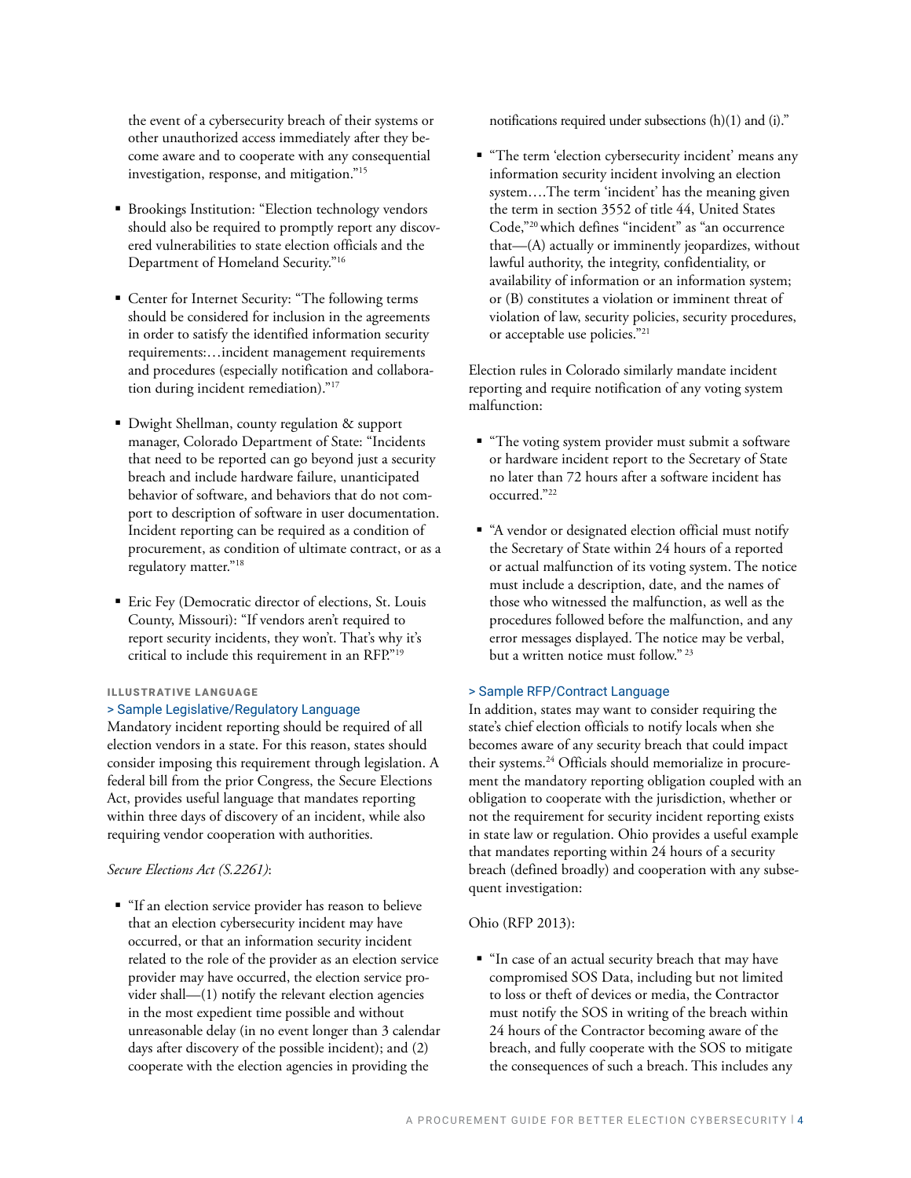the event of a cybersecurity breach of their systems or other unauthorized access immediately after they become aware and to cooperate with any consequential investigation, response, and mitigation."[15]

- Brookings Institution: "Election technology vendors should also be required to promptly report any discovered vulnerabilities to state election officials and the Department of Homeland Security."[16]

- Center for Internet Security: "The following terms should be considered for inclusion in the agreements in order to satisfy the identified information security requirements:…incident management requirements and procedures (especially notification and collaboration during incident remediation)."[17]

- Dwight Shellman, county regulation & support manager, Colorado Department of State: "Incidents that need to be reported can go beyond just a security breach and include hardware failure, unanticipated behavior of software, and behaviors that do not comport to description of software in user documentation. Incident reporting can be required as a condition of procurement, as condition of ultimate contract, or as a regulatory matter."[18]

- Eric Fey (Democratic director of elections, St. Louis County, Missouri): "If vendors aren't required to report security incidents, they won't. That's why it's critical to include this requirement in an RFP."[19]

#### ILLUSTRATIVE LANGUAGE

##### > Sample Legislative/Regulatory Language

Mandatory incident reporting should be required of all election vendors in a state. For this reason, states should consider imposing this requirement through legislation. A federal bill from the prior Congress, the Secure Elections Act, provides useful language that mandates reporting within three days of discovery of an incident, while also requiring vendor cooperation with authorities.

*Secure Elections Act (S.2261)*:

- "If an election service provider has reason to believe that an election cybersecurity incident may have occurred, or that an information security incident related to the role of the provider as an election service provider may have occurred, the election service provider shall—(1) notify the relevant election agencies in the most expedient time possible and without unreasonable delay (in no event longer than 3 calendar days after discovery of the possible incident); and (2) cooperate with the election agencies in providing the notifications required under subsections (h)(1) and (i)."

- "The term 'election cybersecurity incident' means any information security incident involving an election system….The term 'incident' has the meaning given the term in section 3552 of title 44, United States Code,"[20] which defines "incident" as "an occurrence that—(A) actually or imminently jeopardizes, without lawful authority, the integrity, confidentiality, or availability of information or an information system; or (B) constitutes a violation or imminent threat of violation of law, security policies, security procedures, or acceptable use policies."[21]

Election rules in Colorado similarly mandate incident reporting and require notification of any voting system malfunction:

- "The voting system provider must submit a software or hardware incident report to the Secretary of State no later than 72 hours after a software incident has occurred."[22]

- "A vendor or designated election official must notify the Secretary of State within 24 hours of a reported or actual malfunction of its voting system. The notice must include a description, date, and the names of those who witnessed the malfunction, as well as the procedures followed before the malfunction, and any error messages displayed. The notice may be verbal, but a written notice must follow." [23]

##### > Sample RFP/Contract Language

In addition, states may want to consider requiring the state's chief election officials to notify locals when she becomes aware of any security breach that could impact their systems.[24] Officials should memorialize in procurement the mandatory reporting obligation coupled with an obligation to cooperate with the jurisdiction, whether or not the requirement for security incident reporting exists in state law or regulation. Ohio provides a useful example that mandates reporting within 24 hours of a security breach (defined broadly) and cooperation with any subsequent investigation:

Ohio (RFP 2013):

- "In case of an actual security breach that may have compromised SOS Data, including but not limited to loss or theft of devices or media, the Contractor must notify the SOS in writing of the breach within 24 hours of the Contractor becoming aware of the breach, and fully cooperate with the SOS to mitigate the consequences of such a breach. This includes any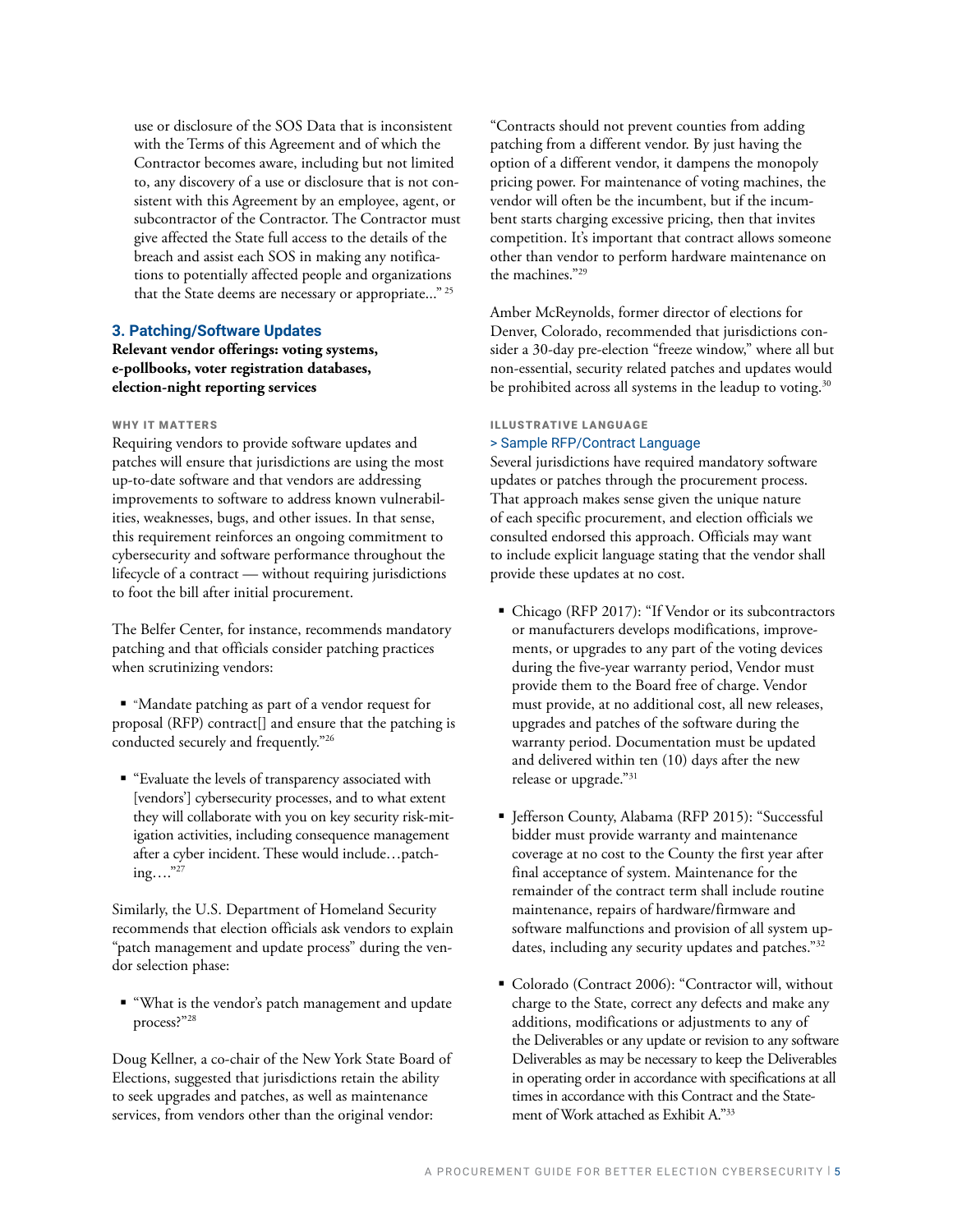use or disclosure of the SOS Data that is inconsistent with the Terms of this Agreement and of which the Contractor becomes aware, including but not limited to, any discovery of a use or disclosure that is not consistent with this Agreement by an employee, agent, or subcontractor of the Contractor. The Contractor must give affected the State full access to the details of the breach and assist each SOS in making any notifications to potentially affected people and organizations that the State deems are necessary or appropriate..." [25]

### 3. Patching/Software Updates

**Relevant vendor offerings: voting systems, e-pollbooks, voter registration databases, election-night reporting services**

#### WHY IT MATTERS

Requiring vendors to provide software updates and patches will ensure that jurisdictions are using the most up-to-date software and that vendors are addressing improvements to software to address known vulnerabilities, weaknesses, bugs, and other issues. In that sense, this requirement reinforces an ongoing commitment to cybersecurity and software performance throughout the lifecycle of a contract — without requiring jurisdictions to foot the bill after initial procurement.

The Belfer Center, for instance, recommends mandatory patching and that officials consider patching practices when scrutinizing vendors:

- "Mandate patching as part of a vendor request for proposal (RFP) contract[] and ensure that the patching is conducted securely and frequently."[26]
- "Evaluate the levels of transparency associated with [vendors'] cybersecurity processes, and to what extent they will collaborate with you on key security risk-mitigation activities, including consequence management after a cyber incident. These would include…patching…."[27]

Similarly, the U.S. Department of Homeland Security recommends that election officials ask vendors to explain "patch management and update process" during the vendor selection phase:

- "What is the vendor's patch management and update process?"[28]

Doug Kellner, a co-chair of the New York State Board of Elections, suggested that jurisdictions retain the ability to seek upgrades and patches, as well as maintenance services, from vendors other than the original vendor:

"Contracts should not prevent counties from adding patching from a different vendor. By just having the option of a different vendor, it dampens the monopoly pricing power. For maintenance of voting machines, the vendor will often be the incumbent, but if the incumbent starts charging excessive pricing, then that invites competition. It's important that contract allows someone other than vendor to perform hardware maintenance on the machines."[29]

Amber McReynolds, former director of elections for Denver, Colorado, recommended that jurisdictions consider a 30-day pre-election "freeze window," where all but non-essential, security related patches and updates would be prohibited across all systems in the leadup to voting.[30]

#### ILLUSTRATIVE LANGUAGE

> Sample RFP/Contract Language

Several jurisdictions have required mandatory software updates or patches through the procurement process. That approach makes sense given the unique nature of each specific procurement, and election officials we consulted endorsed this approach. Officials may want to include explicit language stating that the vendor shall provide these updates at no cost.

- Chicago (RFP 2017): "If Vendor or its subcontractors or manufacturers develops modifications, improvements, or upgrades to any part of the voting devices during the five-year warranty period, Vendor must provide them to the Board free of charge. Vendor must provide, at no additional cost, all new releases, upgrades and patches of the software during the warranty period. Documentation must be updated and delivered within ten (10) days after the new release or upgrade."[31]
- Jefferson County, Alabama (RFP 2015): "Successful bidder must provide warranty and maintenance coverage at no cost to the County the first year after final acceptance of system. Maintenance for the remainder of the contract term shall include routine maintenance, repairs of hardware/firmware and software malfunctions and provision of all system updates, including any security updates and patches."[32]
- Colorado (Contract 2006): "Contractor will, without charge to the State, correct any defects and make any additions, modifications or adjustments to any of the Deliverables or any update or revision to any software Deliverables as may be necessary to keep the Deliverables in operating order in accordance with specifications at all times in accordance with this Contract and the Statement of Work attached as Exhibit A."[33]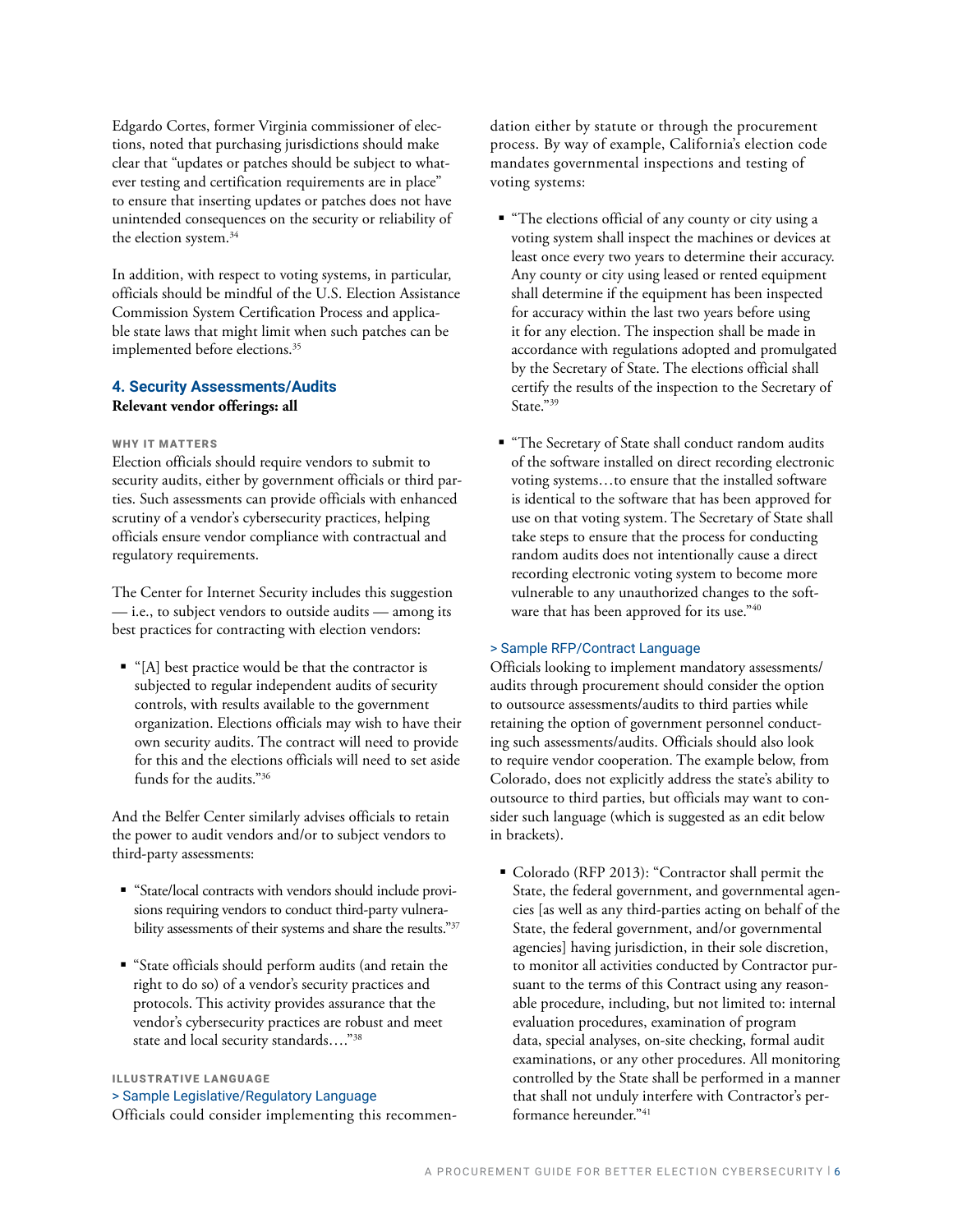Edgardo Cortes, former Virginia commissioner of elections, noted that purchasing jurisdictions should make clear that "updates or patches should be subject to whatever testing and certification requirements are in place" to ensure that inserting updates or patches does not have unintended consequences on the security or reliability of the election system.[34]

In addition, with respect to voting systems, in particular, officials should be mindful of the U.S. Election Assistance Commission System Certification Process and applicable state laws that might limit when such patches can be implemented before elections.[35]

### 4. Security Assessments/Audits

**Relevant vendor offerings: all**

#### WHY IT MATTERS

Election officials should require vendors to submit to security audits, either by government officials or third parties. Such assessments can provide officials with enhanced scrutiny of a vendor's cybersecurity practices, helping officials ensure vendor compliance with contractual and regulatory requirements.

The Center for Internet Security includes this suggestion — i.e., to subject vendors to outside audits — among its best practices for contracting with election vendors:

- "[A] best practice would be that the contractor is subjected to regular independent audits of security controls, with results available to the government organization. Elections officials may wish to have their own security audits. The contract will need to provide for this and the elections officials will need to set aside funds for the audits."[36]

And the Belfer Center similarly advises officials to retain the power to audit vendors and/or to subject vendors to third-party assessments:

- "State/local contracts with vendors should include provisions requiring vendors to conduct third-party vulnerability assessments of their systems and share the results."[37]
- "State officials should perform audits (and retain the right to do so) of a vendor's security practices and protocols. This activity provides assurance that the vendor's cybersecurity practices are robust and meet state and local security standards…."[38]

#### ILLUSTRATIVE LANGUAGE

> Sample Legislative/Regulatory Language

Officials could consider implementing this recommendation either by statute or through the procurement process. By way of example, California's election code mandates governmental inspections and testing of voting systems:

- "The elections official of any county or city using a voting system shall inspect the machines or devices at least once every two years to determine their accuracy. Any county or city using leased or rented equipment shall determine if the equipment has been inspected for accuracy within the last two years before using it for any election. The inspection shall be made in accordance with regulations adopted and promulgated by the Secretary of State. The elections official shall certify the results of the inspection to the Secretary of State."[39]
- "The Secretary of State shall conduct random audits of the software installed on direct recording electronic voting systems…to ensure that the installed software is identical to the software that has been approved for use on that voting system. The Secretary of State shall take steps to ensure that the process for conducting random audits does not intentionally cause a direct recording electronic voting system to become more vulnerable to any unauthorized changes to the software that has been approved for its use."[40]

> Sample RFP/Contract Language

Officials looking to implement mandatory assessments/audits through procurement should consider the option to outsource assessments/audits to third parties while retaining the option of government personnel conducting such assessments/audits. Officials should also look to require vendor cooperation. The example below, from Colorado, does not explicitly address the state's ability to outsource to third parties, but officials may want to consider such language (which is suggested as an edit below in brackets).

- Colorado (RFP 2013): "Contractor shall permit the State, the federal government, and governmental agencies [as well as any third-parties acting on behalf of the State, the federal government, and/or governmental agencies] having jurisdiction, in their sole discretion, to monitor all activities conducted by Contractor pursuant to the terms of this Contract using any reasonable procedure, including, but not limited to: internal evaluation procedures, examination of program data, special analyses, on-site checking, formal audit examinations, or any other procedures. All monitoring controlled by the State shall be performed in a manner that shall not unduly interfere with Contractor's performance hereunder."[41]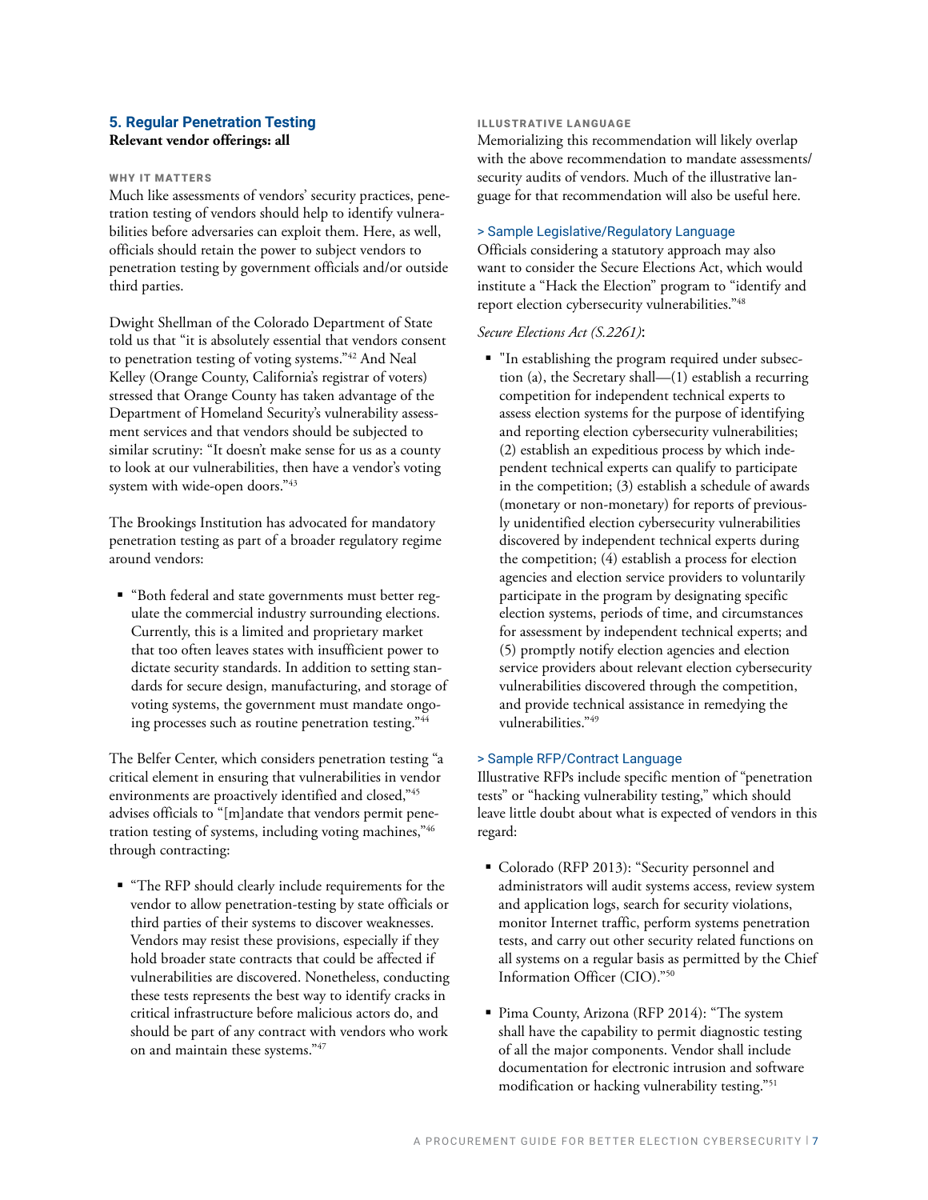## 5. Regular Penetration Testing

**Relevant vendor offerings: all**

#### WHY IT MATTERS

Much like assessments of vendors' security practices, penetration testing of vendors should help to identify vulnerabilities before adversaries can exploit them. Here, as well, officials should retain the power to subject vendors to penetration testing by government officials and/or outside third parties.

Dwight Shellman of the Colorado Department of State told us that "it is absolutely essential that vendors consent to penetration testing of voting systems."[42] And Neal Kelley (Orange County, California's registrar of voters) stressed that Orange County has taken advantage of the Department of Homeland Security's vulnerability assessment services and that vendors should be subjected to similar scrutiny: "It doesn't make sense for us as a county to look at our vulnerabilities, then have a vendor's voting system with wide-open doors."[43]

The Brookings Institution has advocated for mandatory penetration testing as part of a broader regulatory regime around vendors:

- "Both federal and state governments must better regulate the commercial industry surrounding elections. Currently, this is a limited and proprietary market that too often leaves states with insufficient power to dictate security standards. In addition to setting standards for secure design, manufacturing, and storage of voting systems, the government must mandate ongoing processes such as routine penetration testing."[44]

The Belfer Center, which considers penetration testing "a critical element in ensuring that vulnerabilities in vendor environments are proactively identified and closed,"[45] advises officials to "[m]andate that vendors permit penetration testing of systems, including voting machines,"[46] through contracting:

- "The RFP should clearly include requirements for the vendor to allow penetration-testing by state officials or third parties of their systems to discover weaknesses. Vendors may resist these provisions, especially if they hold broader state contracts that could be affected if vulnerabilities are discovered. Nonetheless, conducting these tests represents the best way to identify cracks in critical infrastructure before malicious actors do, and should be part of any contract with vendors who work on and maintain these systems."[47]

#### ILLUSTRATIVE LANGUAGE

Memorializing this recommendation will likely overlap with the above recommendation to mandate assessments/security audits of vendors. Much of the illustrative language for that recommendation will also be useful here.

##### > Sample Legislative/Regulatory Language

Officials considering a statutory approach may also want to consider the Secure Elections Act, which would institute a "Hack the Election" program to "identify and report election cybersecurity vulnerabilities."[48]

*Secure Elections Act (S.2261)*:

- "In establishing the program required under subsection (a), the Secretary shall—(1) establish a recurring competition for independent technical experts to assess election systems for the purpose of identifying and reporting election cybersecurity vulnerabilities; (2) establish an expeditious process by which independent technical experts can qualify to participate in the competition; (3) establish a schedule of awards (monetary or non-monetary) for reports of previously unidentified election cybersecurity vulnerabilities discovered by independent technical experts during the competition; (4) establish a process for election agencies and election service providers to voluntarily participate in the program by designating specific election systems, periods of time, and circumstances for assessment by independent technical experts; and (5) promptly notify election agencies and election service providers about relevant election cybersecurity vulnerabilities discovered through the competition, and provide technical assistance in remedying the vulnerabilities."[49]

##### > Sample RFP/Contract Language

Illustrative RFPs include specific mention of "penetration tests" or "hacking vulnerability testing," which should leave little doubt about what is expected of vendors in this regard:

- Colorado (RFP 2013): "Security personnel and administrators will audit systems access, review system and application logs, search for security violations, monitor Internet traffic, perform systems penetration tests, and carry out other security related functions on all systems on a regular basis as permitted by the Chief Information Officer (CIO)."[50]
- Pima County, Arizona (RFP 2014): "The system shall have the capability to permit diagnostic testing of all the major components. Vendor shall include documentation for electronic intrusion and software modification or hacking vulnerability testing."[51]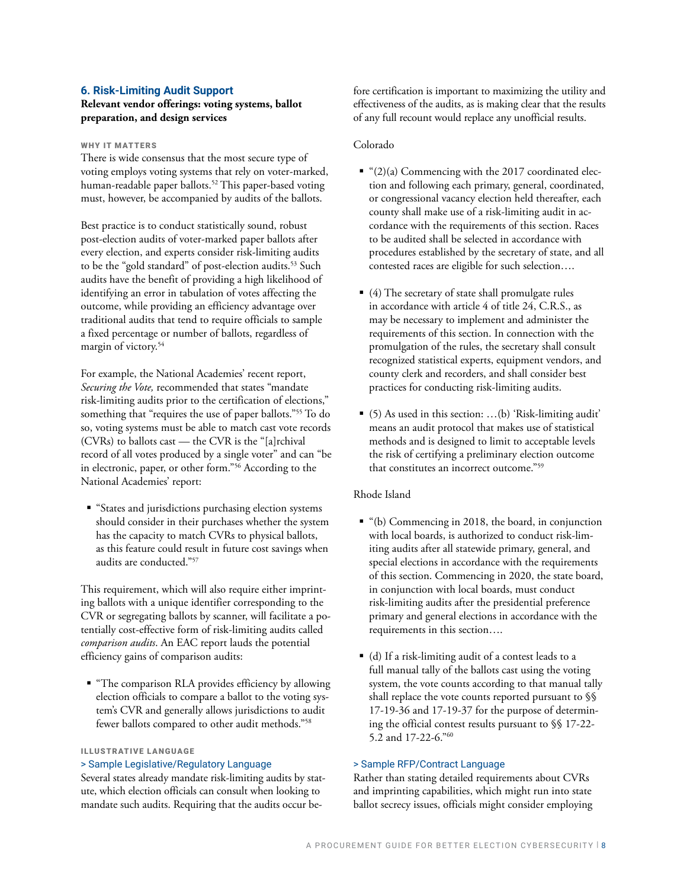### 6. Risk-Limiting Audit Support

**Relevant vendor offerings: voting systems, ballot preparation, and design services**

#### WHY IT MATTERS

There is wide consensus that the most secure type of voting employs voting systems that rely on voter-marked, human-readable paper ballots.[52] This paper-based voting must, however, be accompanied by audits of the ballots.

Best practice is to conduct statistically sound, robust post-election audits of voter-marked paper ballots after every election, and experts consider risk-limiting audits to be the "gold standard" of post-election audits.[53] Such audits have the benefit of providing a high likelihood of identifying an error in tabulation of votes affecting the outcome, while providing an efficiency advantage over traditional audits that tend to require officials to sample a fixed percentage or number of ballots, regardless of margin of victory.[54]

For example, the National Academies' recent report, *Securing the Vote,* recommended that states "mandate risk-limiting audits prior to the certification of elections," something that "requires the use of paper ballots."[55] To do so, voting systems must be able to match cast vote records (CVRs) to ballots cast — the CVR is the "[a]rchival record of all votes produced by a single voter" and can "be in electronic, paper, or other form."[56] According to the National Academies' report:

- "States and jurisdictions purchasing election systems should consider in their purchases whether the system has the capacity to match CVRs to physical ballots, as this feature could result in future cost savings when audits are conducted."[57]

This requirement, which will also require either imprinting ballots with a unique identifier corresponding to the CVR or segregating ballots by scanner, will facilitate a potentially cost-effective form of risk-limiting audits called *comparison audits*. An EAC report lauds the potential efficiency gains of comparison audits:

- "The comparison RLA provides efficiency by allowing election officials to compare a ballot to the voting system's CVR and generally allows jurisdictions to audit fewer ballots compared to other audit methods."[58]

#### ILLUSTRATIVE LANGUAGE

> Sample Legislative/Regulatory Language

Several states already mandate risk-limiting audits by statute, which election officials can consult when looking to mandate such audits. Requiring that the audits occur before certification is important to maximizing the utility and effectiveness of the audits, as is making clear that the results of any full recount would replace any unofficial results.

Colorado

- "(2)(a) Commencing with the 2017 coordinated election and following each primary, general, coordinated, or congressional vacancy election held thereafter, each county shall make use of a risk-limiting audit in accordance with the requirements of this section. Races to be audited shall be selected in accordance with procedures established by the secretary of state, and all contested races are eligible for such selection….
- (4) The secretary of state shall promulgate rules in accordance with article 4 of title 24, C.R.S., as may be necessary to implement and administer the requirements of this section. In connection with the promulgation of the rules, the secretary shall consult recognized statistical experts, equipment vendors, and county clerk and recorders, and shall consider best practices for conducting risk-limiting audits.
- (5) As used in this section: …(b) 'Risk-limiting audit' means an audit protocol that makes use of statistical methods and is designed to limit to acceptable levels the risk of certifying a preliminary election outcome that constitutes an incorrect outcome."[59]

Rhode Island

- "(b) Commencing in 2018, the board, in conjunction with local boards, is authorized to conduct risk-limiting audits after all statewide primary, general, and special elections in accordance with the requirements of this section. Commencing in 2020, the state board, in conjunction with local boards, must conduct risk-limiting audits after the presidential preference primary and general elections in accordance with the requirements in this section….
- (d) If a risk-limiting audit of a contest leads to a full manual tally of the ballots cast using the voting system, the vote counts according to that manual tally shall replace the vote counts reported pursuant to §§ 17-19-36 and 17-19-37 for the purpose of determining the official contest results pursuant to §§ 17-22-5.2 and 17-22-6."[60]

> Sample RFP/Contract Language

Rather than stating detailed requirements about CVRs and imprinting capabilities, which might run into state ballot secrecy issues, officials might consider employing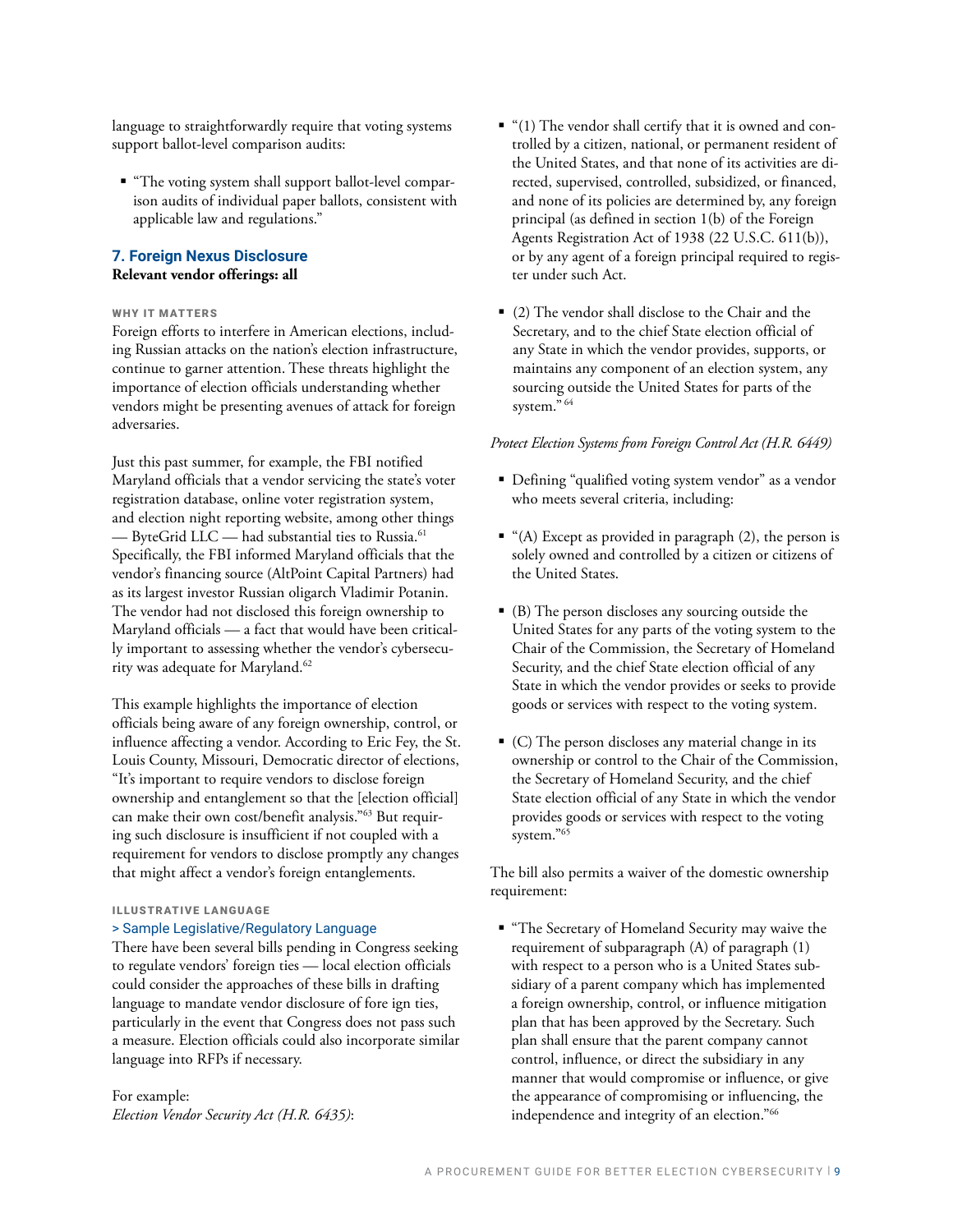language to straightforwardly require that voting systems support ballot-level comparison audits:

- "The voting system shall support ballot-level comparison audits of individual paper ballots, consistent with applicable law and regulations."

### 7. Foreign Nexus Disclosure

**Relevant vendor offerings: all**

#### WHY IT MATTERS

Foreign efforts to interfere in American elections, including Russian attacks on the nation's election infrastructure, continue to garner attention. These threats highlight the importance of election officials understanding whether vendors might be presenting avenues of attack for foreign adversaries.

Just this past summer, for example, the FBI notified Maryland officials that a vendor servicing the state's voter registration database, online voter registration system, and election night reporting website, among other things — ByteGrid LLC — had substantial ties to Russia.[61] Specifically, the FBI informed Maryland officials that the vendor's financing source (AltPoint Capital Partners) had as its largest investor Russian oligarch Vladimir Potanin. The vendor had not disclosed this foreign ownership to Maryland officials — a fact that would have been critically important to assessing whether the vendor's cybersecurity was adequate for Maryland.[62]

This example highlights the importance of election officials being aware of any foreign ownership, control, or influence affecting a vendor. According to Eric Fey, the St. Louis County, Missouri, Democratic director of elections, "It's important to require vendors to disclose foreign ownership and entanglement so that the [election official] can make their own cost/benefit analysis."[63] But requiring such disclosure is insufficient if not coupled with a requirement for vendors to disclose promptly any changes that might affect a vendor's foreign entanglements.

#### ILLUSTRATIVE LANGUAGE

> Sample Legislative/Regulatory Language

There have been several bills pending in Congress seeking to regulate vendors' foreign ties — local election officials could consider the approaches of these bills in drafting language to mandate vendor disclosure of fore ign ties, particularly in the event that Congress does not pass such a measure. Election officials could also incorporate similar language into RFPs if necessary.

For example:
*Election Vendor Security Act (H.R. 6435)*:

- "(1) The vendor shall certify that it is owned and controlled by a citizen, national, or permanent resident of the United States, and that none of its activities are directed, supervised, controlled, subsidized, or financed, and none of its policies are determined by, any foreign principal (as defined in section 1(b) of the Foreign Agents Registration Act of 1938 (22 U.S.C. 611(b)), or by any agent of a foreign principal required to register under such Act.
- (2) The vendor shall disclose to the Chair and the Secretary, and to the chief State election official of any State in which the vendor provides, supports, or maintains any component of an election system, any sourcing outside the United States for parts of the system." [64]

*Protect Election Systems from Foreign Control Act (H.R. 6449)*

- Defining "qualified voting system vendor" as a vendor who meets several criteria, including:
- "(A) Except as provided in paragraph (2), the person is solely owned and controlled by a citizen or citizens of the United States.
- (B) The person discloses any sourcing outside the United States for any parts of the voting system to the Chair of the Commission, the Secretary of Homeland Security, and the chief State election official of any State in which the vendor provides or seeks to provide goods or services with respect to the voting system.
- (C) The person discloses any material change in its ownership or control to the Chair of the Commission, the Secretary of Homeland Security, and the chief State election official of any State in which the vendor provides goods or services with respect to the voting system."[65]

The bill also permits a waiver of the domestic ownership requirement:

- "The Secretary of Homeland Security may waive the requirement of subparagraph (A) of paragraph (1) with respect to a person who is a United States subsidiary of a parent company which has implemented a foreign ownership, control, or influence mitigation plan that has been approved by the Secretary. Such plan shall ensure that the parent company cannot control, influence, or direct the subsidiary in any manner that would compromise or influence, or give the appearance of compromising or influencing, the independence and integrity of an election."[66]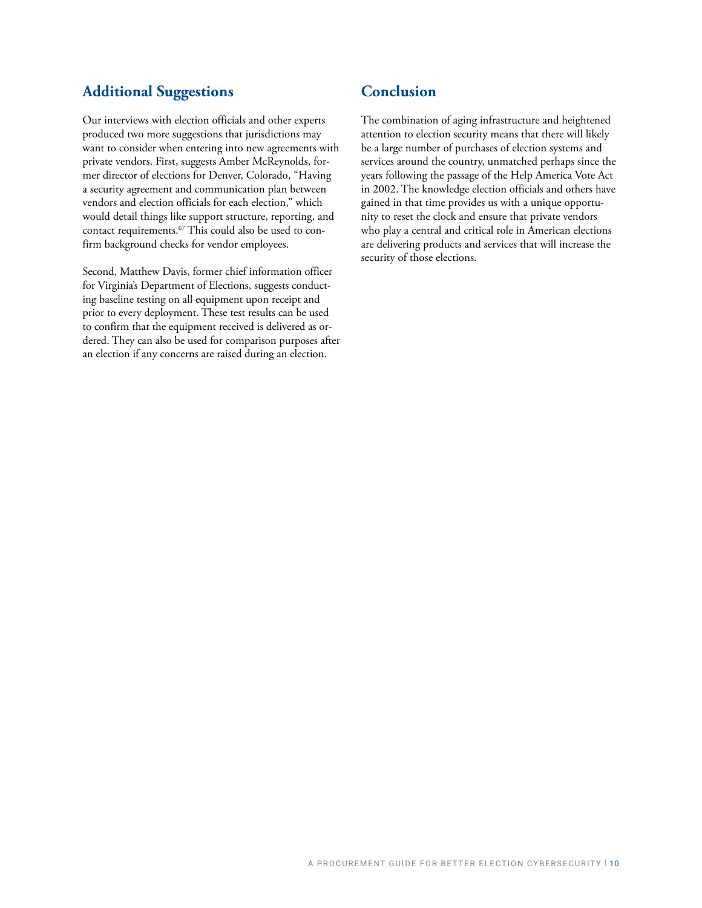## Additional Suggestions

Our interviews with election officials and other experts produced two more suggestions that jurisdictions may want to consider when entering into new agreements with private vendors. First, suggests Amber McReynolds, former director of elections for Denver, Colorado, "Having a security agreement and communication plan between vendors and election officials for each election," which would detail things like support structure, reporting, and contact requirements.[67] This could also be used to confirm background checks for vendor employees.

Second, Matthew Davis, former chief information officer for Virginia's Department of Elections, suggests conducting baseline testing on all equipment upon receipt and prior to every deployment. These test results can be used to confirm that the equipment received is delivered as ordered. They can also be used for comparison purposes after an election if any concerns are raised during an election.

## Conclusion

The combination of aging infrastructure and heightened attention to election security means that there will likely be a large number of purchases of election systems and services around the country, unmatched perhaps since the years following the passage of the Help America Vote Act in 2002. The knowledge election officials and others have gained in that time provides us with a unique opportunity to reset the clock and ensure that private vendors who play a central and critical role in American elections are delivering products and services that will increase the security of those elections.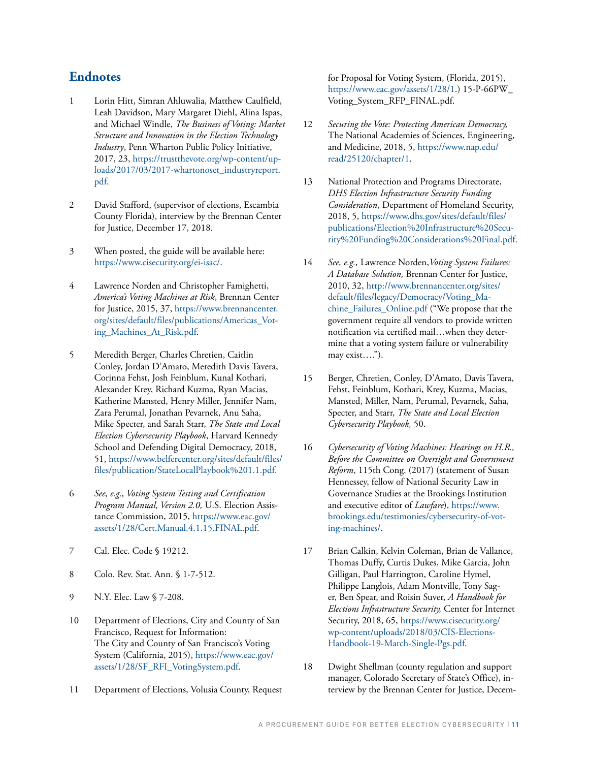## Endnotes

1 Lorin Hitt, Simran Ahluwalia, Matthew Caulfield, Leah Davidson, Mary Margaret Diehl, Alina Ispas, and Michael Windle, *The Business of Voting: Market Structure and Innovation in the Election Technology Industry*, Penn Wharton Public Policy Initiative, 2017, 23, https://trustthevote.org/wp-content/uploads/2017/03/2017-whartonoset_industryreport.pdf.

2 David Stafford, (supervisor of elections, Escambia County Florida), interview by the Brennan Center for Justice, December 17, 2018.

3 When posted, the guide will be available here: https://www.cisecurity.org/ei-isac/.

4 Lawrence Norden and Christopher Famighetti, *America's Voting Machines at Risk*, Brennan Center for Justice, 2015, 37, https://www.brennancenter.org/sites/default/files/publications/Americas_Voting_Machines_At_Risk.pdf.

5 Meredith Berger, Charles Chretien, Caitlin Conley, Jordan D'Amato, Meredith Davis Tavera, Corinna Fehst, Josh Feinblum, Kunal Kothari, Alexander Krey, Richard Kuzma, Ryan Macias, Katherine Mansted, Henry Miller, Jennifer Nam, Zara Perumal, Jonathan Pevarnek, Anu Saha, Mike Specter, and Sarah Starr, *The State and Local Election Cybersecurity Playbook*, Harvard Kennedy School and Defending Digital Democracy, 2018, 51, https://www.belfercenter.org/sites/default/files/files/publication/StateLocalPlaybook%201.1.pdf.

6 *See, e.g., Voting System Testing and Certification Program Manual, Version 2.0,* U.S. Election Assistance Commission, 2015, https://www.eac.gov/assets/1/28/Cert.Manual.4.1.15.FINAL.pdf.

7 Cal. Elec. Code § 19212.

8 Colo. Rev. Stat. Ann. § 1-7-512.

9 N.Y. Elec. Law § 7-208.

10 Department of Elections, City and County of San Francisco, Request for Information: The City and County of San Francisco's Voting System (California, 2015), https://www.eac.gov/assets/1/28/SF_RFI_VotingSystem.pdf.

11 Department of Elections, Volusia County, Request for Proposal for Voting System, (Florida, 2015), https://www.eac.gov/assets/1/28/1.) 15-P-66PW_Voting_System_RFP_FINAL.pdf.

12 *Securing the Vote: Protecting American Democracy,* The National Academies of Sciences, Engineering, and Medicine, 2018, 5, https://www.nap.edu/read/25120/chapter/1.

13 National Protection and Programs Directorate, *DHS Election Infrastructure Security Funding Consideration*, Department of Homeland Security, 2018, 5, https://www.dhs.gov/sites/default/files/publications/Election%20Infrastructure%20Security%20Funding%20Considerations%20Final.pdf.

14 *See, e.g.,* Lawrence Norden, *Voting System Failures: A Database Solution,* Brennan Center for Justice, 2010, 32, http://www.brennancenter.org/sites/default/files/legacy/Democracy/Voting_Machine_Failures_Online.pdf ("We propose that the government require all vendors to provide written notification via certified mail…when they determine that a voting system failure or vulnerability may exist….").

15 Berger, Chretien, Conley, D'Amato, Davis Tavera, Fehst, Feinblum, Kothari, Krey, Kuzma, Macias, Mansted, Miller, Nam, Perumal, Pevarnek, Saha, Specter, and Starr, *The State and Local Election Cybersecurity Playbook,* 50.

16 *Cybersecurity of Voting Machines: Hearings on H.R., Before the Committee on Oversight and Government Reform*, 115th Cong. (2017) (statement of Susan Hennessey, fellow of National Security Law in Governance Studies at the Brookings Institution and executive editor of *Lawfare*), https://www.brookings.edu/testimonies/cybersecurity-of-voting-machines/.

17 Brian Calkin, Kelvin Coleman, Brian de Vallance, Thomas Duffy, Curtis Dukes, Mike Garcia, John Gilligan, Paul Harrington, Caroline Hymel, Philippe Langlois, Adam Montville, Tony Sager, Ben Spear, and Roisin Suver, *A Handbook for Elections Infrastructure Security,* Center for Internet Security, 2018, 65, https://www.cisecurity.org/wp-content/uploads/2018/03/CIS-Elections-Handbook-19-March-Single-Pgs.pdf.

18 Dwight Shellman (county regulation and support manager, Colorado Secretary of State's Office), interview by the Brennan Center for Justice, Decem-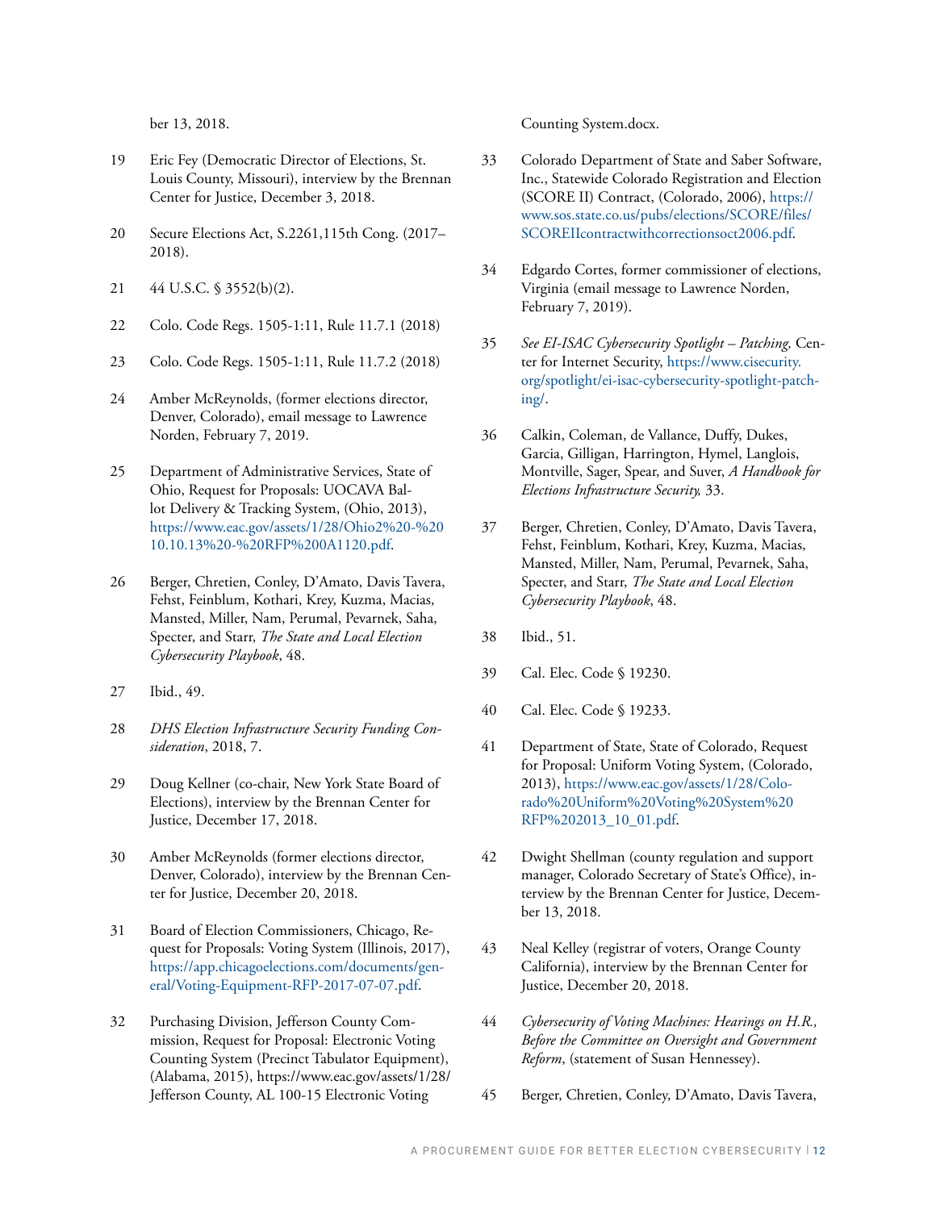ber 13, 2018.

19 Eric Fey (Democratic Director of Elections, St. Louis County, Missouri), interview by the Brennan Center for Justice, December 3, 2018.

20 Secure Elections Act, S.2261,115th Cong. (2017–2018).

21 44 U.S.C. § 3552(b)(2).

22 Colo. Code Regs. 1505-1:11, Rule 11.7.1 (2018)

23 Colo. Code Regs. 1505-1:11, Rule 11.7.2 (2018)

24 Amber McReynolds, (former elections director, Denver, Colorado), email message to Lawrence Norden, February 7, 2019.

25 Department of Administrative Services, State of Ohio, Request for Proposals: UOCAVA Ballot Delivery & Tracking System, (Ohio, 2013), https://www.eac.gov/assets/1/28/Ohio2%20-%2010.10.13%20-%20RFP%200A1120.pdf.

26 Berger, Chretien, Conley, D'Amato, Davis Tavera, Fehst, Feinblum, Kothari, Krey, Kuzma, Macias, Mansted, Miller, Nam, Perumal, Pevarnek, Saha, Specter, and Starr, *The State and Local Election Cybersecurity Playbook*, 48.

27 Ibid., 49.

28 *DHS Election Infrastructure Security Funding Consideration*, 2018, 7.

29 Doug Kellner (co-chair, New York State Board of Elections), interview by the Brennan Center for Justice, December 17, 2018.

30 Amber McReynolds (former elections director, Denver, Colorado), interview by the Brennan Center for Justice, December 20, 2018.

31 Board of Election Commissioners, Chicago, Request for Proposals: Voting System (Illinois, 2017), https://app.chicagoelections.com/documents/general/Voting-Equipment-RFP-2017-07-07.pdf.

32 Purchasing Division, Jefferson County Commission, Request for Proposal: Electronic Voting Counting System (Precinct Tabulator Equipment), (Alabama, 2015), https://www.eac.gov/assets/1/28/Jefferson County, AL 100-15 Electronic Voting Counting System.docx.

33 Colorado Department of State and Saber Software, Inc., Statewide Colorado Registration and Election (SCORE II) Contract, (Colorado, 2006), https://www.sos.state.co.us/pubs/elections/SCORE/files/SCOREIIcontractwithcorrectionsoct2006.pdf.

34 Edgardo Cortes, former commissioner of elections, Virginia (email message to Lawrence Norden, February 7, 2019).

35 *See EI-ISAC Cybersecurity Spotlight – Patching,* Center for Internet Security, https://www.cisecurity.org/spotlight/ei-isac-cybersecurity-spotlight-patching/.

36 Calkin, Coleman, de Vallance, Duffy, Dukes, Garcia, Gilligan, Harrington, Hymel, Langlois, Montville, Sager, Spear, and Suver, *A Handbook for Elections Infrastructure Security,* 33.

37 Berger, Chretien, Conley, D'Amato, Davis Tavera, Fehst, Feinblum, Kothari, Krey, Kuzma, Macias, Mansted, Miller, Nam, Perumal, Pevarnek, Saha, Specter, and Starr, *The State and Local Election Cybersecurity Playbook*, 48.

38 Ibid., 51.

39 Cal. Elec. Code § 19230.

40 Cal. Elec. Code § 19233.

41 Department of State, State of Colorado, Request for Proposal: Uniform Voting System, (Colorado, 2013), https://www.eac.gov/assets/1/28/Colorado%20Uniform%20Voting%20System%20RFP%202013_10_01.pdf.

42 Dwight Shellman (county regulation and support manager, Colorado Secretary of State's Office), interview by the Brennan Center for Justice, December 13, 2018.

43 Neal Kelley (registrar of voters, Orange County California), interview by the Brennan Center for Justice, December 20, 2018.

44 *Cybersecurity of Voting Machines: Hearings on H.R., Before the Committee on Oversight and Government Reform*, (statement of Susan Hennessey).

45 Berger, Chretien, Conley, D'Amato, Davis Tavera,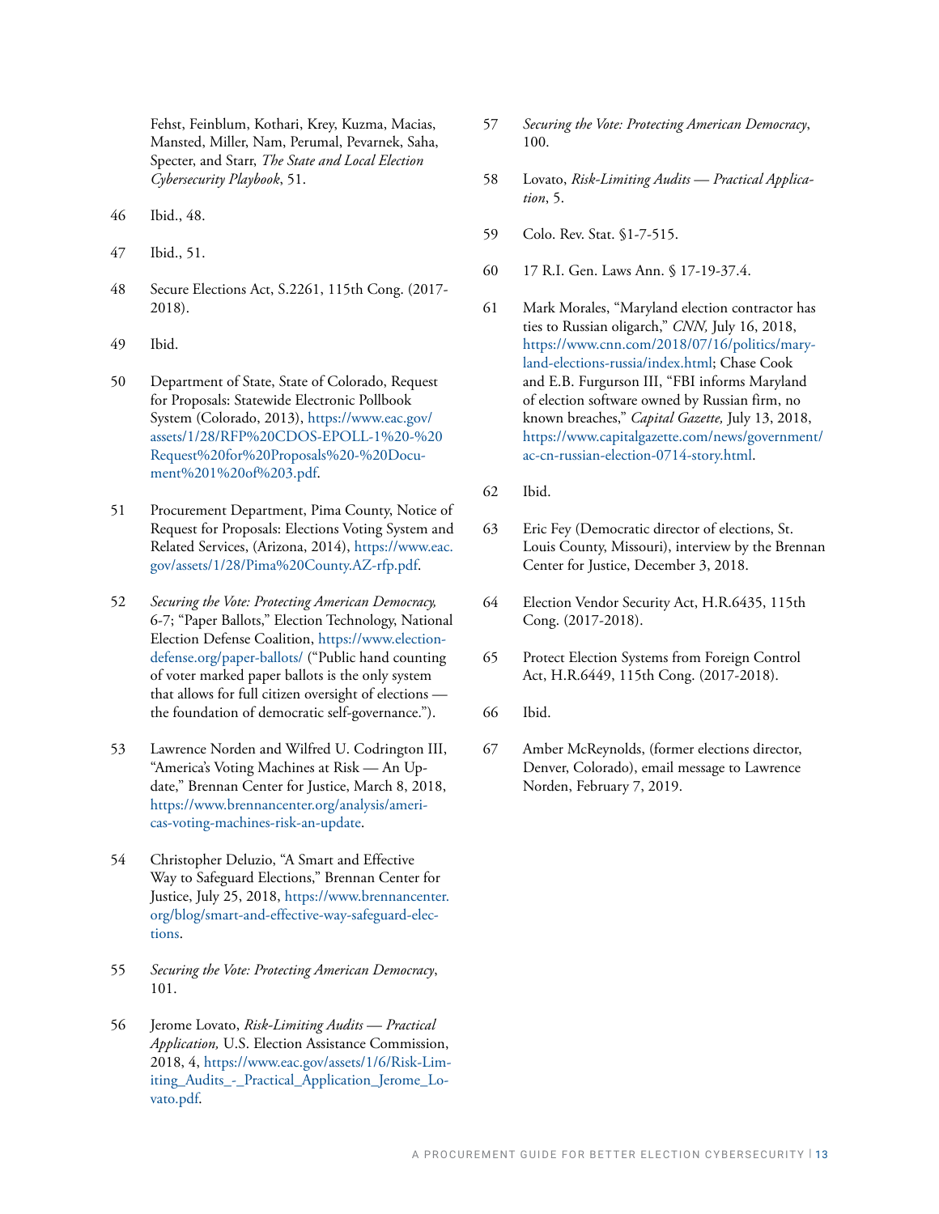Fehst, Feinblum, Kothari, Krey, Kuzma, Macias, Mansted, Miller, Nam, Perumal, Pevarnek, Saha, Specter, and Starr, *The State and Local Election Cybersecurity Playbook*, 51.

46 Ibid., 48.

47 Ibid., 51.

48 Secure Elections Act, S.2261, 115th Cong. (2017-2018).

49 Ibid.

50 Department of State, State of Colorado, Request for Proposals: Statewide Electronic Pollbook System (Colorado, 2013), https://www.eac.gov/assets/1/28/RFP%20CDOS-EPOLL-1%20-%20Request%20for%20Proposals%20-%20Document%201%20of%203.pdf.

51 Procurement Department, Pima County, Notice of Request for Proposals: Elections Voting System and Related Services, (Arizona, 2014), https://www.eac.gov/assets/1/28/Pima%20County.AZ-rfp.pdf.

52 *Securing the Vote: Protecting American Democracy,* 6-7; "Paper Ballots," Election Technology, National Election Defense Coalition, https://www.electiondefense.org/paper-ballots/ ("Public hand counting of voter marked paper ballots is the only system that allows for full citizen oversight of elections — the foundation of democratic self-governance.").

53 Lawrence Norden and Wilfred U. Codrington III, "America's Voting Machines at Risk — An Update," Brennan Center for Justice, March 8, 2018, https://www.brennancenter.org/analysis/americas-voting-machines-risk-an-update.

54 Christopher Deluzio, "A Smart and Effective Way to Safeguard Elections," Brennan Center for Justice, July 25, 2018, https://www.brennancenter.org/blog/smart-and-effective-way-safeguard-elections.

55 *Securing the Vote: Protecting American Democracy*, 101.

56 Jerome Lovato, *Risk-Limiting Audits — Practical Application,* U.S. Election Assistance Commission, 2018, 4, https://www.eac.gov/assets/1/6/Risk-Limiting_Audits_-_Practical_Application_Jerome_Lovato.pdf.

57 *Securing the Vote: Protecting American Democracy*, 100.

58 Lovato, *Risk-Limiting Audits — Practical Application*, 5.

59 Colo. Rev. Stat. §1-7-515.

60 17 R.I. Gen. Laws Ann. § 17-19-37.4.

61 Mark Morales, "Maryland election contractor has ties to Russian oligarch," *CNN,* July 16, 2018, https://www.cnn.com/2018/07/16/politics/maryland-elections-russia/index.html; Chase Cook and E.B. Furgurson III, "FBI informs Maryland of election software owned by Russian firm, no known breaches," *Capital Gazette,* July 13, 2018, https://www.capitalgazette.com/news/government/ac-cn-russian-election-0714-story.html.

62 Ibid.

63 Eric Fey (Democratic director of elections, St. Louis County, Missouri), interview by the Brennan Center for Justice, December 3, 2018.

64 Election Vendor Security Act, H.R.6435, 115th Cong. (2017-2018).

65 Protect Election Systems from Foreign Control Act, H.R.6449, 115th Cong. (2017-2018).

66 Ibid.

67 Amber McReynolds, (former elections director, Denver, Colorado), email message to Lawrence Norden, February 7, 2019.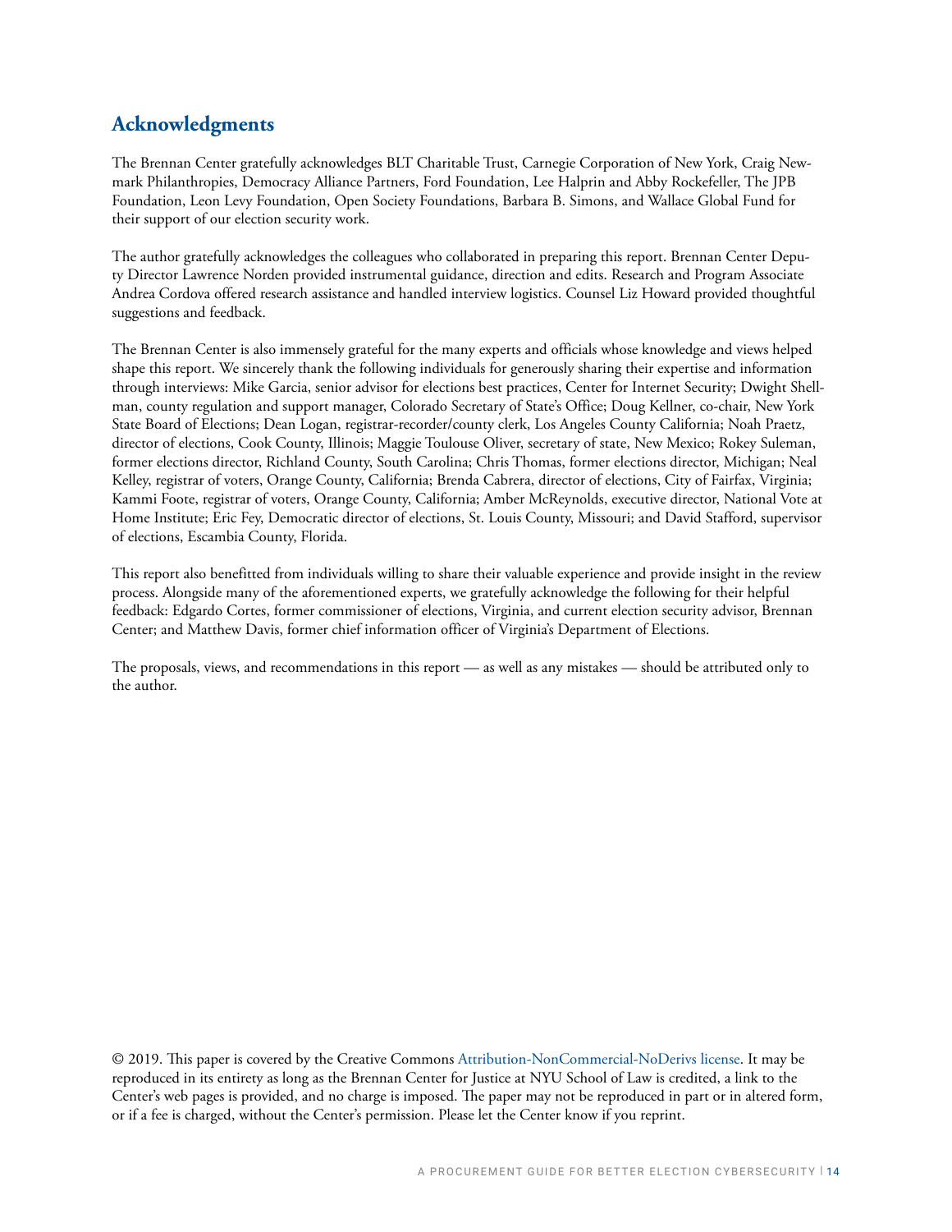## Acknowledgments

The Brennan Center gratefully acknowledges BLT Charitable Trust, Carnegie Corporation of New York, Craig Newmark Philanthropies, Democracy Alliance Partners, Ford Foundation, Lee Halprin and Abby Rockefeller, The JPB Foundation, Leon Levy Foundation, Open Society Foundations, Barbara B. Simons, and Wallace Global Fund for their support of our election security work.

The author gratefully acknowledges the colleagues who collaborated in preparing this report. Brennan Center Deputy Director Lawrence Norden provided instrumental guidance, direction and edits. Research and Program Associate Andrea Cordova offered research assistance and handled interview logistics. Counsel Liz Howard provided thoughtful suggestions and feedback.

The Brennan Center is also immensely grateful for the many experts and officials whose knowledge and views helped shape this report. We sincerely thank the following individuals for generously sharing their expertise and information through interviews: Mike Garcia, senior advisor for elections best practices, Center for Internet Security; Dwight Shellman, county regulation and support manager, Colorado Secretary of State's Office; Doug Kellner, co-chair, New York State Board of Elections; Dean Logan, registrar-recorder/county clerk, Los Angeles County California; Noah Praetz, director of elections, Cook County, Illinois; Maggie Toulouse Oliver, secretary of state, New Mexico; Rokey Suleman, former elections director, Richland County, South Carolina; Chris Thomas, former elections director, Michigan; Neal Kelley, registrar of voters, Orange County, California; Brenda Cabrera, director of elections, City of Fairfax, Virginia; Kammi Foote, registrar of voters, Orange County, California; Amber McReynolds, executive director, National Vote at Home Institute; Eric Fey, Democratic director of elections, St. Louis County, Missouri; and David Stafford, supervisor of elections, Escambia County, Florida.

This report also benefitted from individuals willing to share their valuable experience and provide insight in the review process. Alongside many of the aforementioned experts, we gratefully acknowledge the following for their helpful feedback: Edgardo Cortes, former commissioner of elections, Virginia, and current election security advisor, Brennan Center; and Matthew Davis, former chief information officer of Virginia's Department of Elections.

The proposals, views, and recommendations in this report — as well as any mistakes — should be attributed only to the author.

© 2019. This paper is covered by the Creative Commons Attribution-NonCommercial-NoDerivs license. It may be reproduced in its entirety as long as the Brennan Center for Justice at NYU School of Law is credited, a link to the Center's web pages is provided, and no charge is imposed. The paper may not be reproduced in part or in altered form, or if a fee is charged, without the Center's permission. Please let the Center know if you reprint.